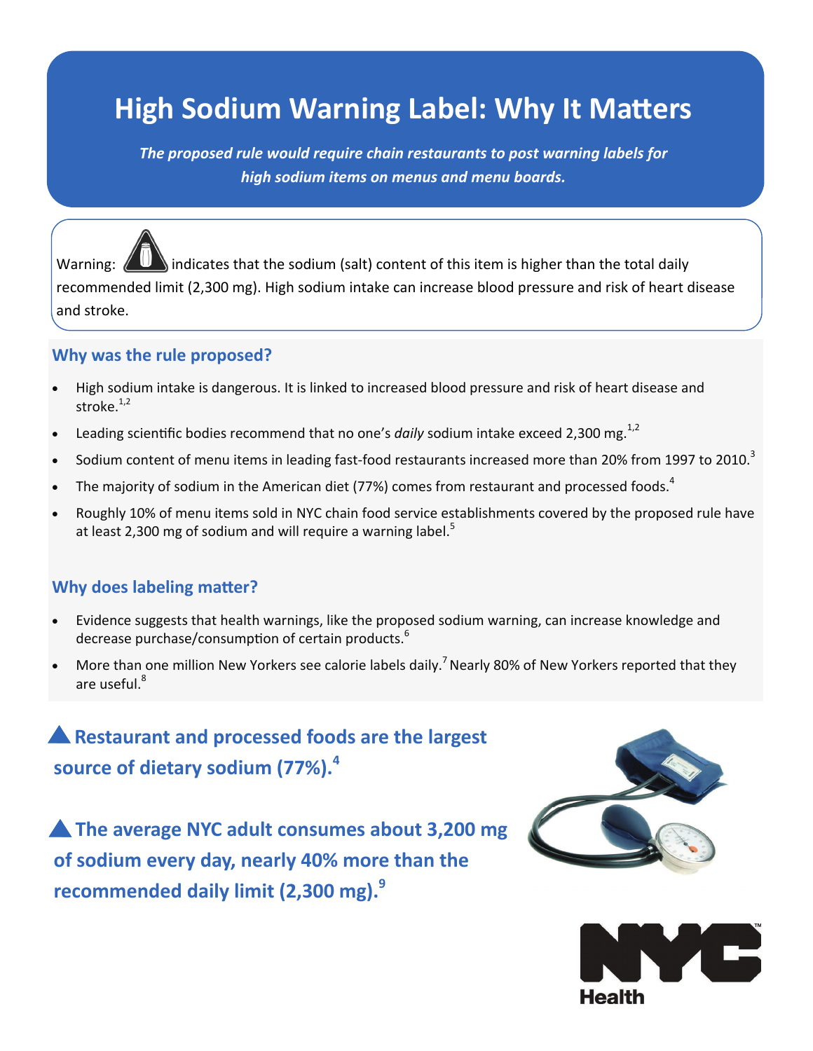# High Sodium Warning Label: Why It Matters

*The proposed rule would require chain restaurants to post warning labels for high sodium items on menus and menu boards.*

Warning: indicates that the sodium (salt) content of this item is higher than the total daily recommended limit (2,300 mg). High sodium intake can increase blood pressure and risk of heart disease and stroke.

## Why was the rule proposed?

- High sodium intake is dangerous. It is linked to increased blood pressure and risk of heart disease and stroke.[1,2]
- Leading scientific bodies recommend that no one's *daily* sodium intake exceed 2,300 mg.[1,2]
- Sodium content of menu items in leading fast-food restaurants increased more than 20% from 1997 to 2010.[3]
- The majority of sodium in the American diet (77%) comes from restaurant and processed foods.[4]
- Roughly 10% of menu items sold in NYC chain food service establishments covered by the proposed rule have at least 2,300 mg of sodium and will require a warning label.[5]

## Why does labeling matter?

- Evidence suggests that health warnings, like the proposed sodium warning, can increase knowledge and decrease purchase/consumption of certain products.[6]
- More than one million New Yorkers see calorie labels daily.[7] Nearly 80% of New Yorkers reported that they are useful.[8]

**▲ Restaurant and processed foods are the largest source of dietary sodium (77%).[4]**

**▲ The average NYC adult consumes about 3,200 mg of sodium every day, nearly 40% more than the recommended daily limit (2,300 mg).[9]**

NYC Health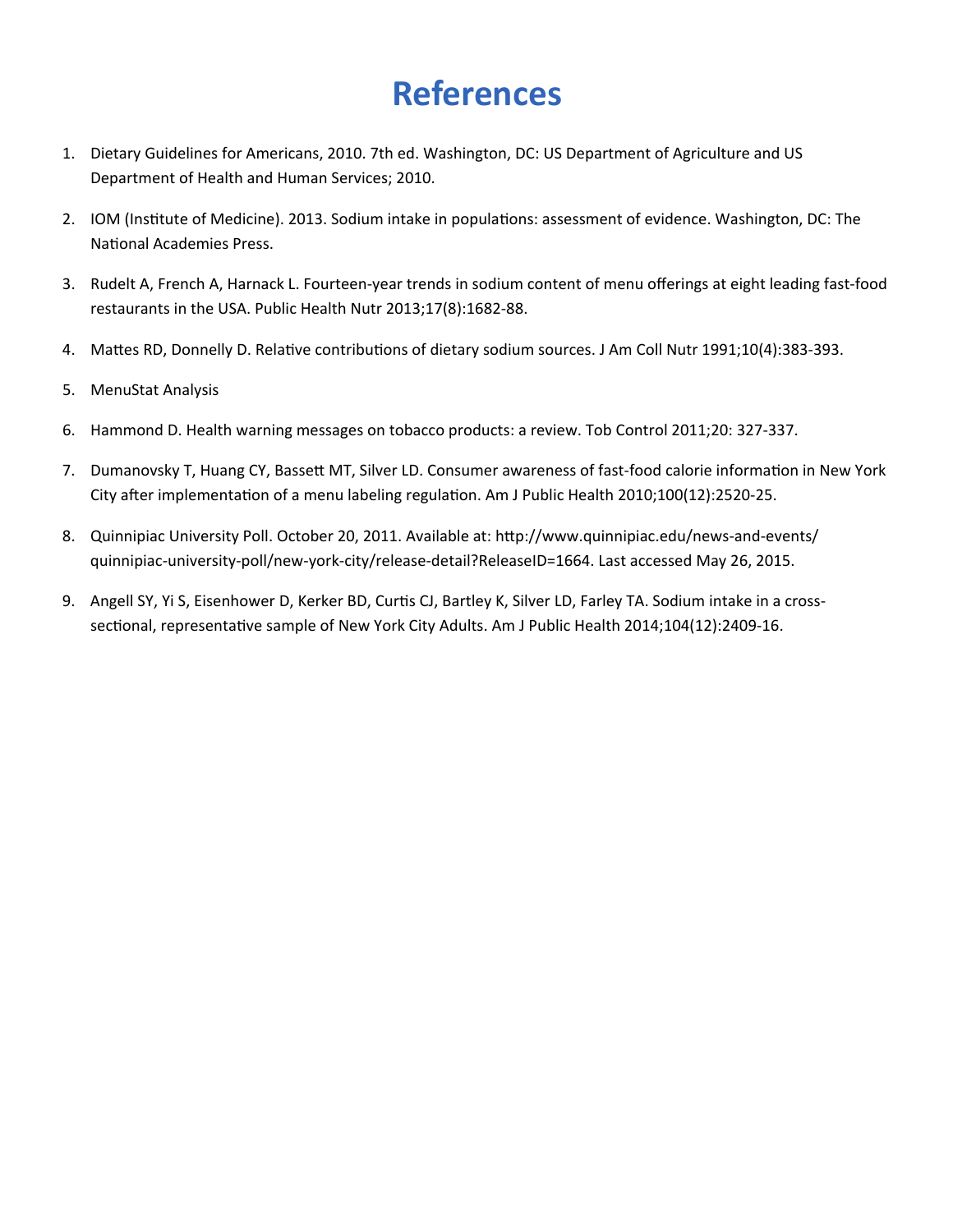# References

1. Dietary Guidelines for Americans, 2010. 7th ed. Washington, DC: US Department of Agriculture and US Department of Health and Human Services; 2010.

2. IOM (Institute of Medicine). 2013. Sodium intake in populations: assessment of evidence. Washington, DC: The National Academies Press.

3. Rudelt A, French A, Harnack L. Fourteen-year trends in sodium content of menu offerings at eight leading fast-food restaurants in the USA. Public Health Nutr 2013;17(8):1682-88.

4. Mattes RD, Donnelly D. Relative contributions of dietary sodium sources. J Am Coll Nutr 1991;10(4):383-393.

5. MenuStat Analysis

6. Hammond D. Health warning messages on tobacco products: a review. Tob Control 2011;20: 327-337.

7. Dumanovsky T, Huang CY, Bassett MT, Silver LD. Consumer awareness of fast-food calorie information in New York City after implementation of a menu labeling regulation. Am J Public Health 2010;100(12):2520-25.

8. Quinnipiac University Poll. October 20, 2011. Available at: http://www.quinnipiac.edu/news-and-events/quinnipiac-university-poll/new-york-city/release-detail?ReleaseID=1664. Last accessed May 26, 2015.

9. Angell SY, Yi S, Eisenhower D, Kerker BD, Curtis CJ, Bartley K, Silver LD, Farley TA. Sodium intake in a cross-sectional, representative sample of New York City Adults. Am J Public Health 2014;104(12):2409-16.